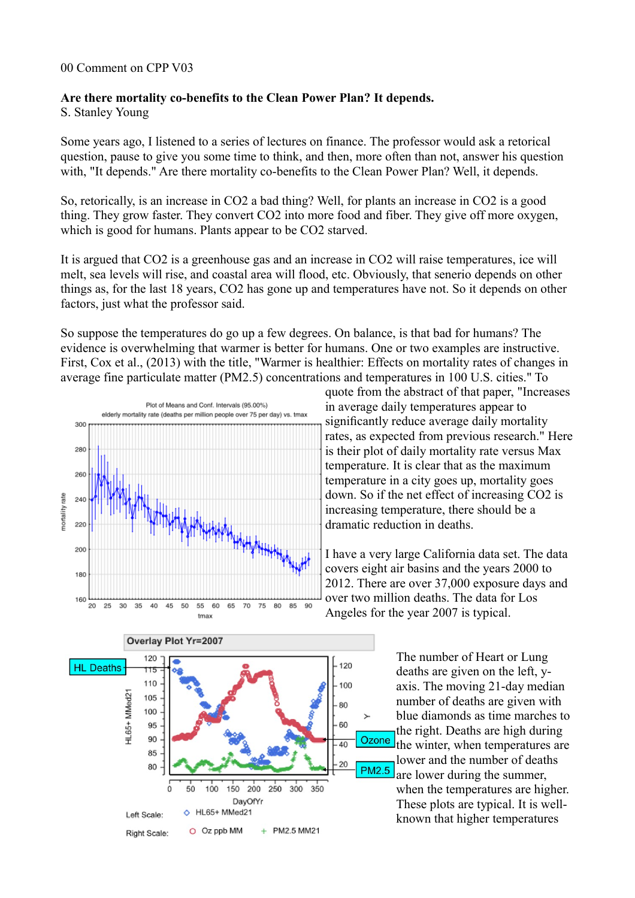00 Comment on CPP V03

**Are there mortality co-benefits to the Clean Power Plan? It depends.**
S. Stanley Young

Some years ago, I listened to a series of lectures on finance. The professor would ask a retorical question, pause to give you some time to think, and then, more often than not, answer his question with, "It depends." Are there mortality co-benefits to the Clean Power Plan? Well, it depends.

So, retorically, is an increase in $CO_2$ a bad thing? Well, for plants an increase in $CO_2$ is a good thing. They grow faster. They convert $CO_2$ into more food and fiber. They give off more oxygen, which is good for humans. Plants appear to be $CO_2$ starved.

It is argued that $CO_2$ is a greenhouse gas and an increase in $CO_2$ will raise temperatures, ice will melt, sea levels will rise, and coastal area will flood, etc. Obviously, that senerio depends on other things as, for the last 18 years, $CO_2$ has gone up and temperatures have not. So it depends on other factors, just what the professor said.

So suppose the temperatures do go up a few degrees. On balance, is that bad for humans? The evidence is overwhelming that warmer is better for humans. One or two examples are instructive. First, Cox et al., (2013) with the title, "Warmer is healthier: Effects on mortality rates of changes in average fine particulate matter (PM2.5) concentrations and temperatures in 100 U.S. cities." To quote from the abstract of that paper, "Increases in average daily temperatures appear to significantly reduce average daily mortality rates, as expected from previous research." Here is their plot of daily mortality rate versus Max temperature. It is clear that as the maximum temperature in a city goes up, mortality goes down. So if the net effect of increasing $CO_2$ is increasing temperature, there should be a dramatic reduction in deaths.

I have a very large California data set. The data covers eight air basins and the years 2000 to 2012. There are over 37,000 exposure days and over two million deaths. The data for Los Angeles for the year 2007 is typical.

The number of Heart or Lung deaths are given on the left, y-axis. The moving 21-day median number of deaths are given with blue diamonds as time marches to the right. Deaths are high during the winter, when temperatures are lower and the number of deaths are lower during the summer, when the temperatures are higher. These plots are typical. It is well-known that higher temperatures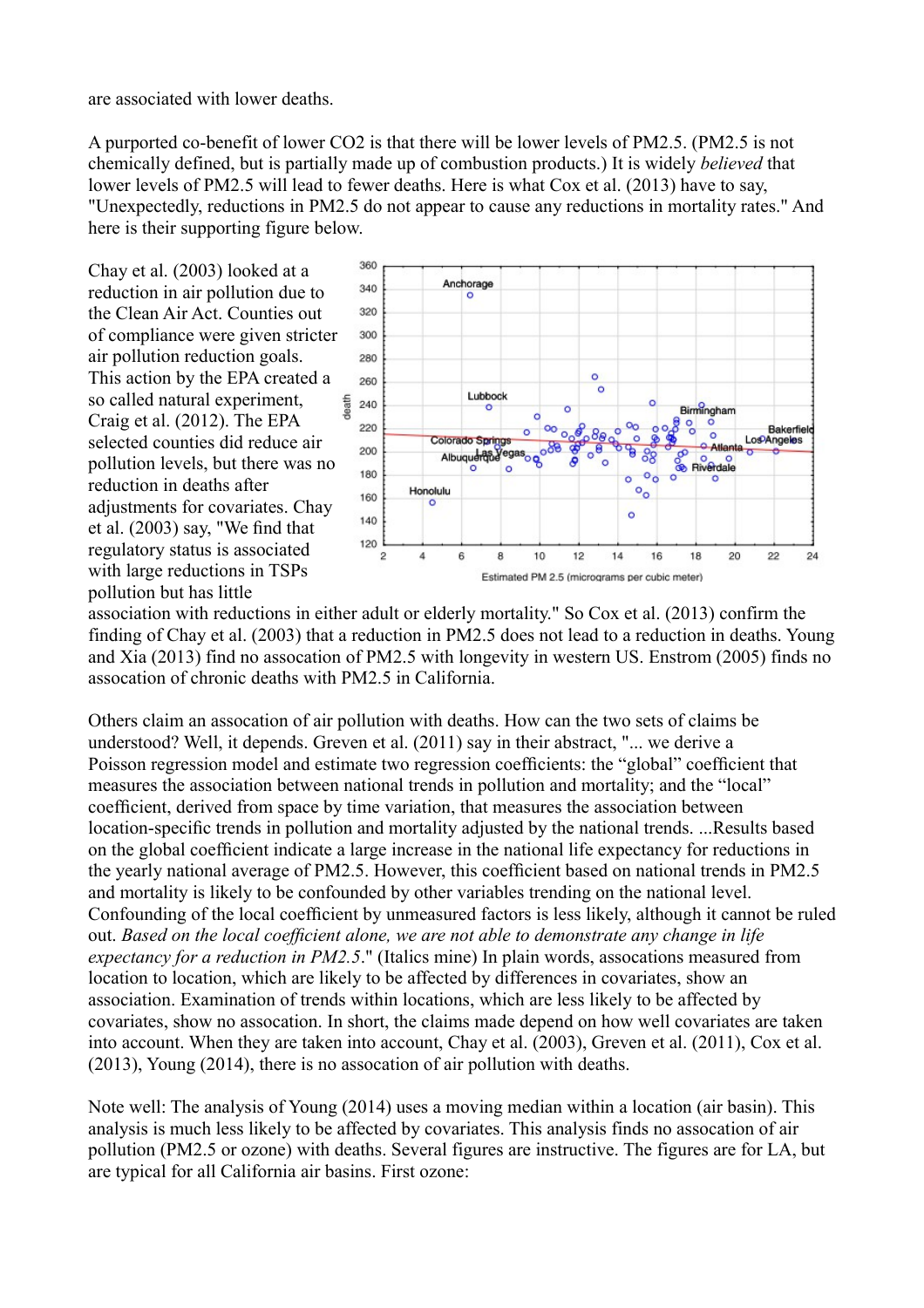are associated with lower deaths.

A purported co-benefit of lower $CO_2$ is that there will be lower levels of PM2.5. (PM2.5 is not chemically defined, but is partially made up of combustion products.) It is widely *believed* that lower levels of PM2.5 will lead to fewer deaths. Here is what Cox et al. (2013) have to say, "Unexpectedly, reductions in PM2.5 do not appear to cause any reductions in mortality rates." And here is their supporting figure below.

Chay et al. (2003) looked at a reduction in air pollution due to the Clean Air Act. Counties out of compliance were given stricter air pollution reduction goals. This action by the EPA created a so called natural experiment, Craig et al. (2012). The EPA selected counties did reduce air pollution levels, but there was no reduction in deaths after adjustments for covariates. Chay et al. (2003) say, "We find that regulatory status is associated with large reductions in TSPs pollution but has little association with reductions in either adult or elderly mortality." So Cox et al. (2013) confirm the finding of Chay et al. (2003) that a reduction in PM2.5 does not lead to a reduction in deaths. Young and Xia (2013) find no assocation of PM2.5 with longevity in western US. Enstrom (2005) finds no assocation of chronic deaths with PM2.5 in California.

Others claim an assocation of air pollution with deaths. How can the two sets of claims be understood? Well, it depends. Greven et al. (2011) say in their abstract, "... we derive a Poisson regression model and estimate two regression coefficients: the “global” coefficient that measures the association between national trends in pollution and mortality; and the “local” coefficient, derived from space by time variation, that measures the association between location-specific trends in pollution and mortality adjusted by the national trends. ...Results based on the global coefficient indicate a large increase in the national life expectancy for reductions in the yearly national average of PM2.5. However, this coefficient based on national trends in PM2.5 and mortality is likely to be confounded by other variables trending on the national level. Confounding of the local coefficient by unmeasured factors is less likely, although it cannot be ruled out. *Based on the local coefficient alone, we are not able to demonstrate any change in life expectancy for a reduction in PM2.5*." (Italics mine) In plain words, assocations measured from location to location, which are likely to be affected by differences in covariates, show an association. Examination of trends within locations, which are less likely to be affected by covariates, show no assocation. In short, the claims made depend on how well covariates are taken into account. When they are taken into account, Chay et al. (2003), Greven et al. (2011), Cox et al. (2013), Young (2014), there is no assocation of air pollution with deaths.

Note well: The analysis of Young (2014) uses a moving median within a location (air basin). This analysis is much less likely to be affected by covariates. This analysis finds no assocation of air pollution (PM2.5 or ozone) with deaths. Several figures are instructive. The figures are for LA, but are typical for all California air basins. First ozone: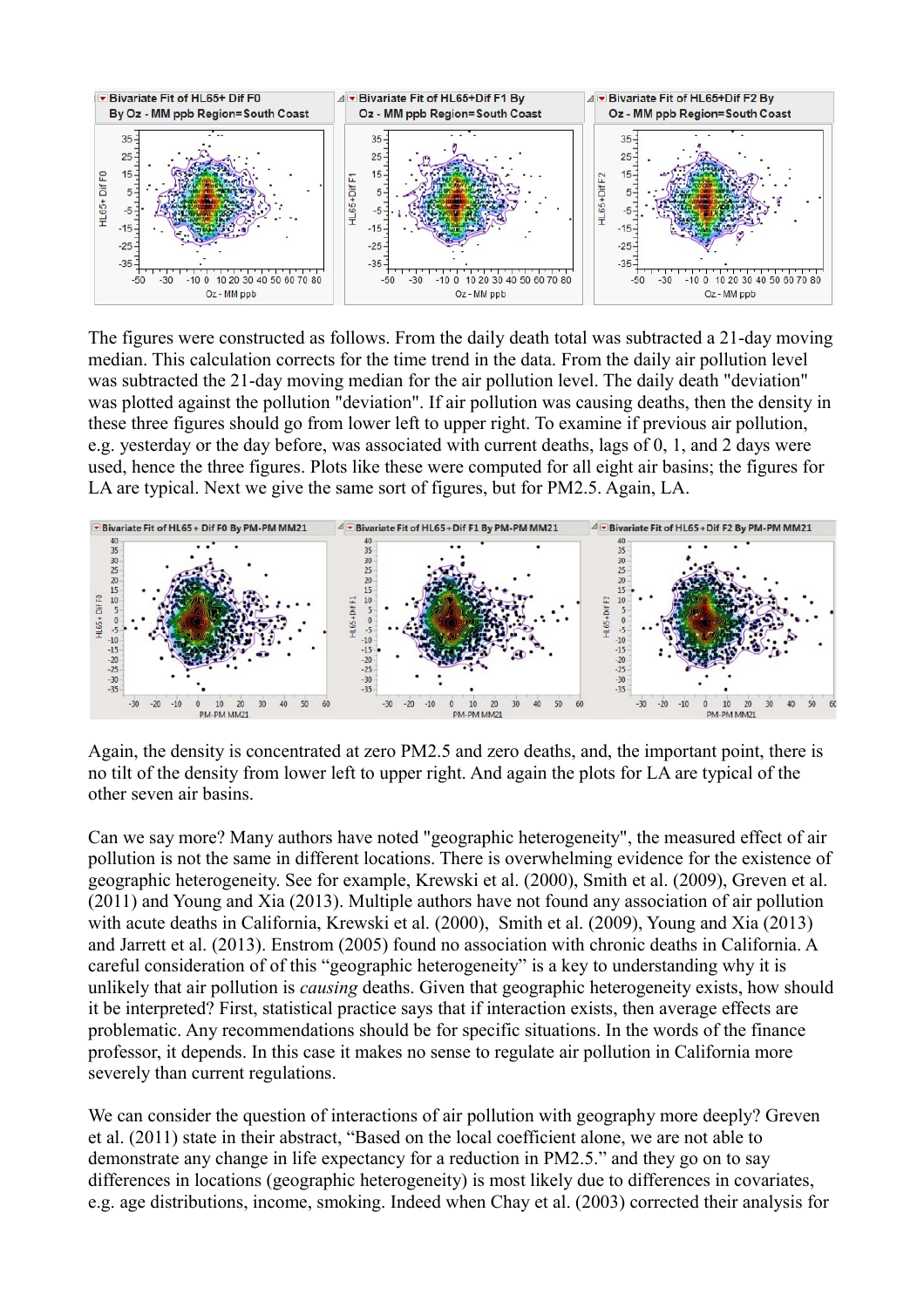The figures were constructed as follows. From the daily death total was subtracted a 21-day moving median. This calculation corrects for the time trend in the data. From the daily air pollution level was subtracted the 21-day moving median for the air pollution level. The daily death "deviation" was plotted against the pollution "deviation". If air pollution was causing deaths, then the density in these three figures should go from lower left to upper right. To examine if previous air pollution, e.g. yesterday or the day before, was associated with current deaths, lags of 0, 1, and 2 days were used, hence the three figures. Plots like these were computed for all eight air basins; the figures for LA are typical. Next we give the same sort of figures, but for PM2.5. Again, LA.

Again, the density is concentrated at zero PM2.5 and zero deaths, and, the important point, there is no tilt of the density from lower left to upper right. And again the plots for LA are typical of the other seven air basins.

Can we say more? Many authors have noted "geographic heterogeneity", the measured effect of air pollution is not the same in different locations. There is overwhelming evidence for the existence of geographic heterogeneity. See for example, Krewski et al. (2000), Smith et al. (2009), Greven et al. (2011) and Young and Xia (2013). Multiple authors have not found any association of air pollution with acute deaths in California, Krewski et al. (2000), Smith et al. (2009), Young and Xia (2013) and Jarrett et al. (2013). Enstrom (2005) found no association with chronic deaths in California. A careful consideration of of this "geographic heterogeneity" is a key to understanding why it is unlikely that air pollution is *causing* deaths. Given that geographic heterogeneity exists, how should it be interpreted? First, statistical practice says that if interaction exists, then average effects are problematic. Any recommendations should be for specific situations. In the words of the finance professor, it depends. In this case it makes no sense to regulate air pollution in California more severely than current regulations.

We can consider the question of interactions of air pollution with geography more deeply? Greven et al. (2011) state in their abstract, "Based on the local coefficient alone, we are not able to demonstrate any change in life expectancy for a reduction in PM2.5." and they go on to say differences in locations (geographic heterogeneity) is most likely due to differences in covariates, e.g. age distributions, income, smoking. Indeed when Chay et al. (2003) corrected their analysis for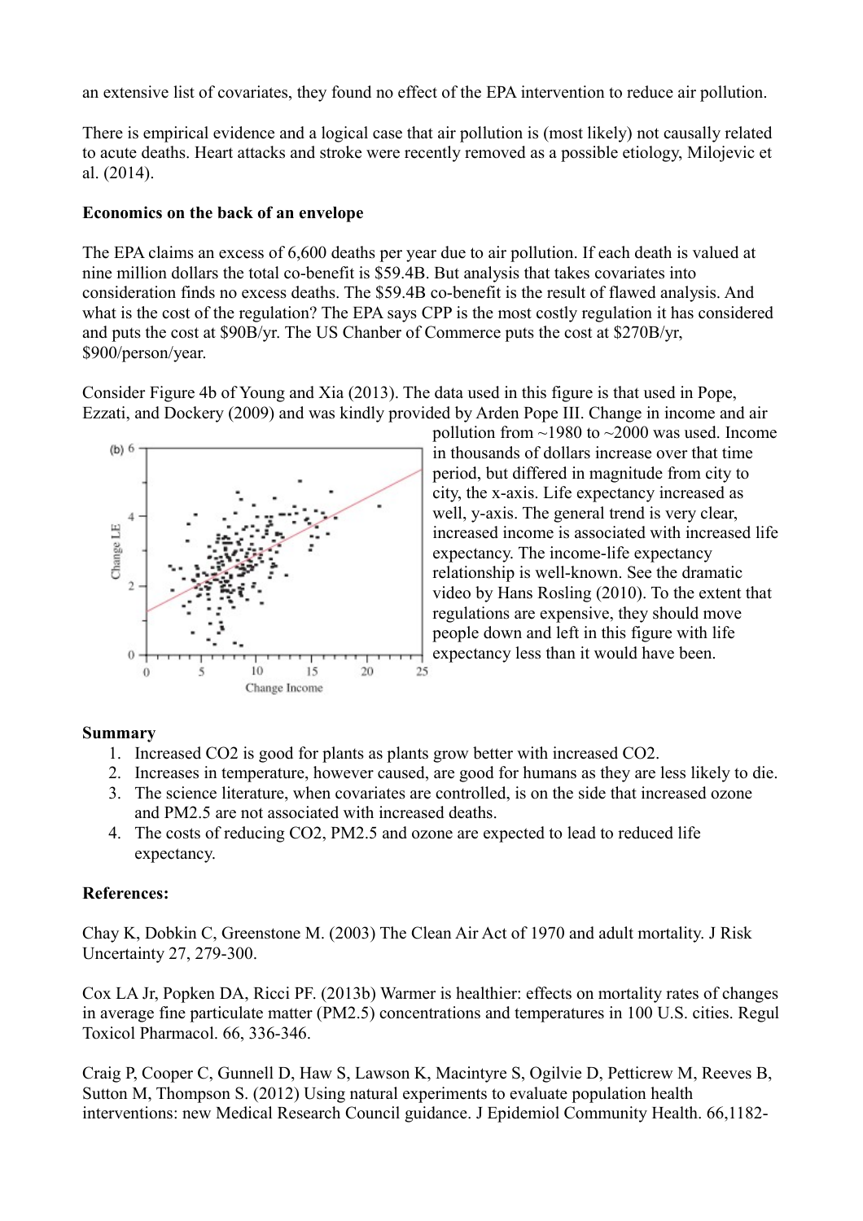an extensive list of covariates, they found no effect of the EPA intervention to reduce air pollution.

There is empirical evidence and a logical case that air pollution is (most likely) not causally related to acute deaths. Heart attacks and stroke were recently removed as a possible etiology, Milojevic et al. (2014).

**Economics on the back of an envelope**

The EPA claims an excess of 6,600 deaths per year due to air pollution. If each death is valued at nine million dollars the total co-benefit is \$59.4B. But analysis that takes covariates into consideration finds no excess deaths. The \$59.4B co-benefit is the result of flawed analysis. And what is the cost of the regulation? The EPA says CPP is the most costly regulation it has considered and puts the cost at \$90B/yr. The US Chanber of Commerce puts the cost at \$270B/yr, \$900/person/year.

Consider Figure 4b of Young and Xia (2013). The data used in this figure is that used in Pope, Ezzati, and Dockery (2009) and was kindly provided by Arden Pope III. Change in income and air pollution from ~1980 to ~2000 was used. Income in thousands of dollars increase over that time period, but differed in magnitude from city to city, the x-axis. Life expectancy increased as well, y-axis. The general trend is very clear, increased income is associated with increased life expectancy. The income-life expectancy relationship is well-known. See the dramatic video by Hans Rosling (2010). To the extent that regulations are expensive, they should move people down and left in this figure with life expectancy less than it would have been.

**Summary**

1. Increased $CO_2$ is good for plants as plants grow better with increased $CO_2$.
2. Increases in temperature, however caused, are good for humans as they are less likely to die.
3. The science literature, when covariates are controlled, is on the side that increased ozone and $PM_{2.5}$ are not associated with increased deaths.
4. The costs of reducing $CO_2$, $PM_{2.5}$ and ozone are expected to lead to reduced life expectancy.

**References:**

Chay K, Dobkin C, Greenstone M. (2003) The Clean Air Act of 1970 and adult mortality. J Risk Uncertainty 27, 279-300.

Cox LA Jr, Popken DA, Ricci PF. (2013b) Warmer is healthier: effects on mortality rates of changes in average fine particulate matter (PM2.5) concentrations and temperatures in 100 U.S. cities. Regul Toxicol Pharmacol. 66, 336-346.

Craig P, Cooper C, Gunnell D, Haw S, Lawson K, Macintyre S, Ogilvie D, Petticrew M, Reeves B, Sutton M, Thompson S. (2012) Using natural experiments to evaluate population health interventions: new Medical Research Council guidance. J Epidemiol Community Health. 66,1182-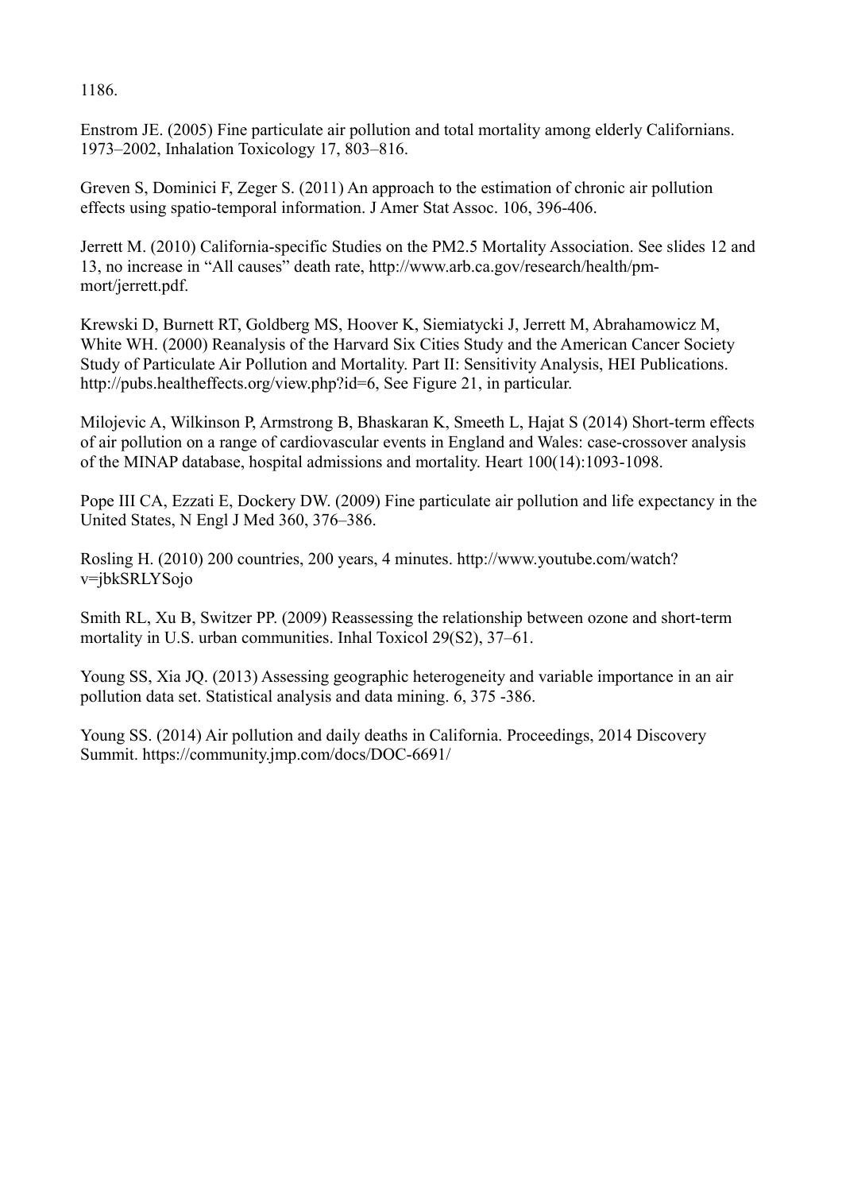1186.

Enstrom JE. (2005) Fine particulate air pollution and total mortality among elderly Californians. 1973–2002, Inhalation Toxicology 17, 803–816.

Greven S, Dominici F, Zeger S. (2011) An approach to the estimation of chronic air pollution effects using spatio-temporal information. J Amer Stat Assoc. 106, 396-406.

Jerrett M. (2010) California-specific Studies on the PM2.5 Mortality Association. See slides 12 and 13, no increase in “All causes” death rate, http://www.arb.ca.gov/research/health/pm-mort/jerrett.pdf.

Krewski D, Burnett RT, Goldberg MS, Hoover K, Siemiatycki J, Jerrett M, Abrahamowicz M, White WH. (2000) Reanalysis of the Harvard Six Cities Study and the American Cancer Society Study of Particulate Air Pollution and Mortality. Part II: Sensitivity Analysis, HEI Publications. http://pubs.healtheffects.org/view.php?id=6, See Figure 21, in particular.

Milojevic A, Wilkinson P, Armstrong B, Bhaskaran K, Smeeth L, Hajat S (2014) Short-term effects of air pollution on a range of cardiovascular events in England and Wales: case-crossover analysis of the MINAP database, hospital admissions and mortality. Heart 100(14):1093-1098.

Pope III CA, Ezzati E, Dockery DW. (2009) Fine particulate air pollution and life expectancy in the United States, N Engl J Med 360, 376–386.

Rosling H. (2010) 200 countries, 200 years, 4 minutes. http://www.youtube.com/watch?v=jbkSRLYSojo

Smith RL, Xu B, Switzer PP. (2009) Reassessing the relationship between ozone and short-term mortality in U.S. urban communities. Inhal Toxicol 29(S2), 37–61.

Young SS, Xia JQ. (2013) Assessing geographic heterogeneity and variable importance in an air pollution data set. Statistical analysis and data mining. 6, 375 -386.

Young SS. (2014) Air pollution and daily deaths in California. Proceedings, 2014 Discovery Summit. https://community.jmp.com/docs/DOC-6691/